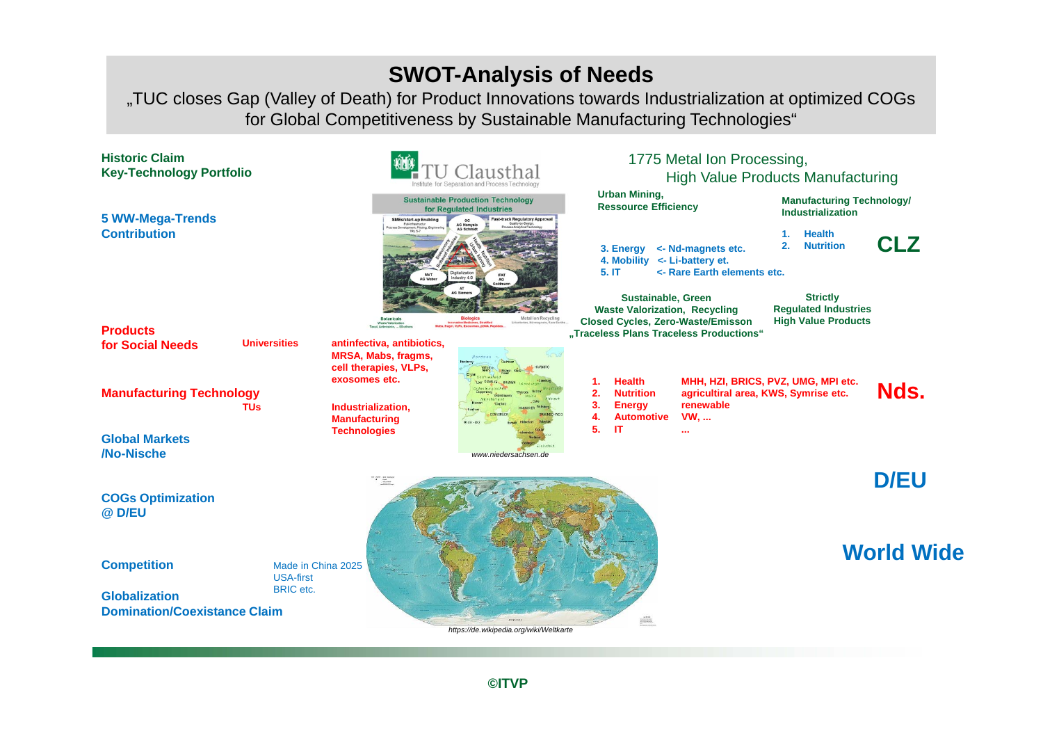# SWOT-Analysis of Needs

„TUC closes Gap (Valley of Death) for Product Innovations towards Industrialization at optimized COGs for Global Competitiveness by Sustainable Manufacturing Technologies“

**Historic Claim**
**Key-Technology Portfolio**

TU Clausthal
Institute for Separation and Process Technology

1775 Metal Ion Processing,
High Value Products Manufacturing

**5 WW-Mega-Trends Contribution**

**Urban Mining, Ressource Efficiency**

**Manufacturing Technology/ Industrialization**

1. **Health**
2. **Nutrition**

**CLZ**

3. **Energy** <- Nd-magnets etc.
4. **Mobility** <- Li-battery et.
5. **IT** <- Rare Earth elements etc.

**Sustainable, Green**
**Waste Valorization, Recycling**
**Closed Cycles, Zero-Waste/Emisson**
**„Traceless Plans Traceless Productions“**

**Strictly**
**Regulated Industries**
**High Value Products**

**Products for Social Needs** — **Universities** — **antinfectiva, antibiotics, MRSA, Mabs, fragms, cell therapies, VLPs, exosomes etc.**

**Manufacturing Technology** — **TUs** — **Industrialization, Manufacturing Technologies**

*www.niedersachsen.de*

1. **Health** — **MHH, HZI, BRICS, PVZ, UMG, MPI etc.**
2. **Nutrition** — **agricultiral area, KWS, Symrise etc.**
3. **Energy** — **renewable**
4. **Automotive** — **VW, ...**
5. **IT** — **...**

**Nds.**

**Global Markets /No-Nische**

**D/EU**

**COGs Optimization @ D/EU**

**World Wide**

**Competition** — Made in China 2025, USA-first, BRIC etc.

**Globalization**
**Domination/Coexistance Claim**

*https://de.wikipedia.org/wiki/Weltkarte*

**©ITVP**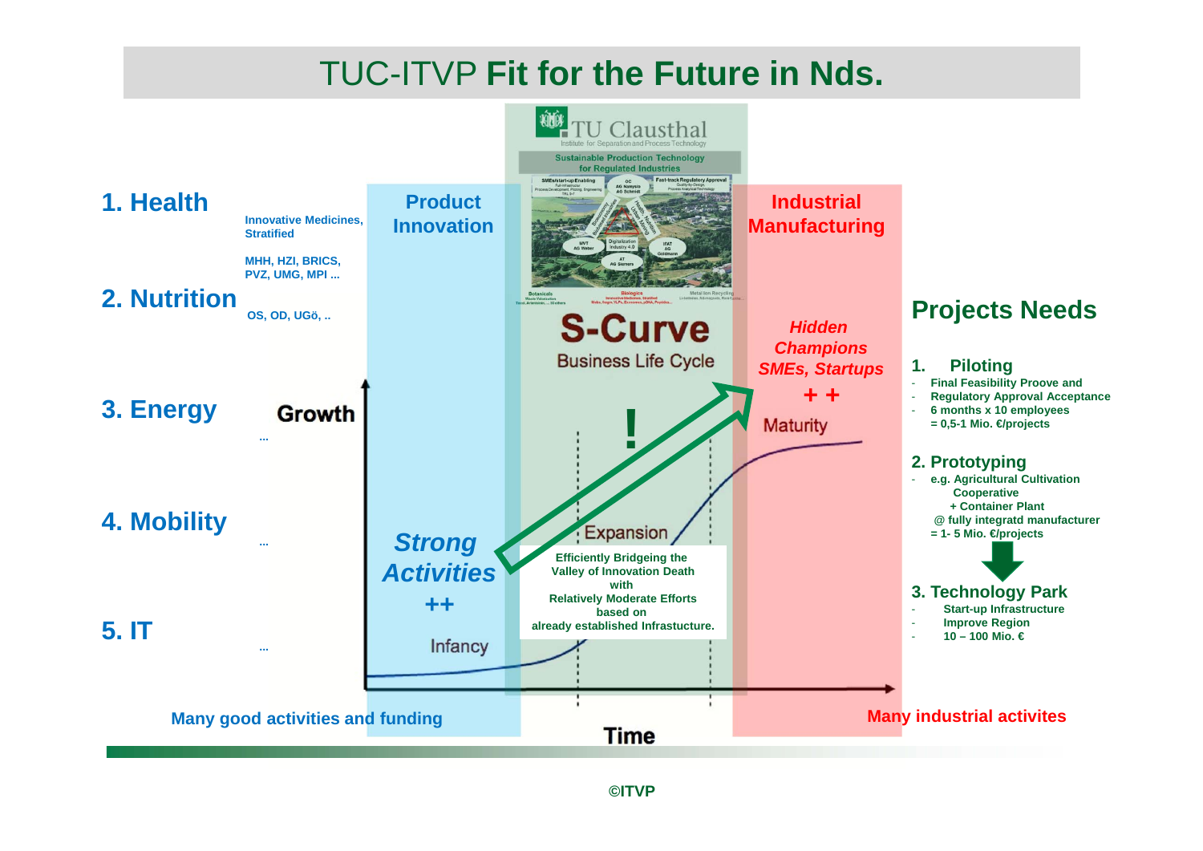# TUC-ITVP **Fit for the Future in Nds.**

TU Clausthal
Institute for Separation and Process Technology

Sustainable Production Technology for Regulated Industries

## 1. Health

Innovative Medicines, Stratified

MHH, HZI, BRICS, PVZ, UMG, MPI ...

## 2. Nutrition

OS, OD, UGö, ..

## 3. Energy

...

## 4. Mobility

...

## 5. IT

...

**Product Innovation**

***Strong Activities***

**++**

**Industrial Manufacturing**

***Hidden Champions SMEs, Startups***

**+ +**

**S-Curve**

Business Life Cycle

**!**

Growth

Infancy

Expansion

Maturity

Time

**Efficiently Bridgeing the Valley of Innovation Death with Relatively Moderate Efforts based on already established Infrastucture.**

**Many good activities and funding**

**Many industrial activites**

## Projects Needs

### 1. Piloting

- Final Feasibility Proove and
- Regulatory Approval Acceptance
- 6 months x 10 employees
  = 0,5-1 Mio. €/projects

### 2. Prototyping

- e.g. Agricultural Cultivation Cooperative
  + Container Plant
  @ fully integratd manufacturer
  = 1- 5 Mio. €/projects

### 3. Technology Park

- Start-up Infrastructure
- Improve Region
- 10 – 100 Mio. €

©ITVP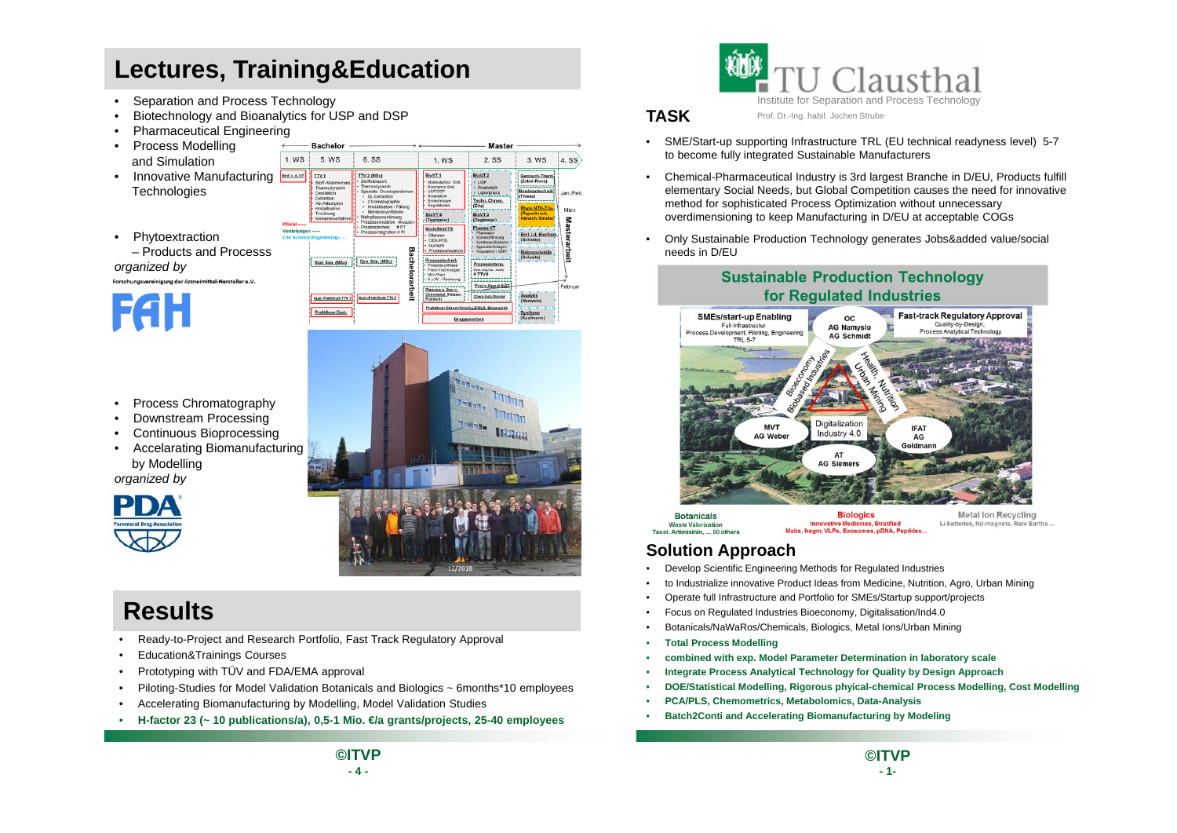# Lectures, Training&Education

- Separation and Process Technology
- Biotechnology and Bioanalytics for USP and DSP
- Pharmaceutical Engineering
- Process Modelling and Simulation
- Innovative Manufacturing Technologies
- Phytoextraction – Products and Processs

*organized by*

Forschungsvereinigung der Arzneimittel-Hersteller e.V.

FAH

- Process Chromatography
- Downstream Processing
- Continuous Bioprocessing
- Accelarating Biomanufacturing by Modelling

*organized by*

PDA Parenteral Drug Association

# Results

- Ready-to-Project and Research Portfolio, Fast Track Regulatory Approval
- Education&Trainings Courses
- Prototyping with TÜV and FDA/EMA approval
- Piloting-Studies for Model Validation Botanicals and Biologics ~ 6months*10 employees
- Accelerating Biomanufacturing by Modelling, Model Validation Studies
- **H-factor 23 (~ 10 publications/a), 0,5-1 Mio. €/a grants/projects, 25-40 employees**

©ITVP

- 4 -

TU Clausthal
Institute for Separation and Process Technology
Prof. Dr.-Ing. habil. Jochen Strube

## TASK

- SME/Start-up supporting Infrastructure TRL (EU technical readyness level) 5-7 to become fully integrated Sustainable Manufacturers
- Chemical-Pharmaceutical Industry is 3rd largest Branche in D/EU, Products fulfill elementary Social Needs, but Global Competition causes the need for innovative method for sophisticated Process Optimization without unnecessary overdimensioning to keep Manufacturing in D/EU at acceptable COGs
- Only Sustainable Production Technology generates Jobs&added value/social needs in D/EU

**Sustainable Production Technology for Regulated Industries**

## Solution Approach

- Develop Scientific Engineering Methods for Regulated Industries
- to Industrialize innovative Product Ideas from Medicine, Nutrition, Agro, Urban Mining
- Operate full Infrastructure and Portfolio for SMEs/Startup support/projects
- Focus on Regulated Industries Bioeconomy, Digitalisation/Ind4.0
- Botanicals/NaWaRos/Chemicals, Biologics, Metal Ions/Urban Mining
- **Total Process Modelling**
- **combined with exp. Model Parameter Determination in laboratory scale**
- **Integrate Process Analytical Technology for Quality by Design Approach**
- **DOE/Statistical Modelling, Rigorous phyical-chemical Process Modelling, Cost Modelling**
- **PCA/PLS, Chemometrics, Metabolomics, Data-Analysis**
- **Batch2Conti and Accelerating Biomanufacturing by Modeling**

©ITVP

- 1-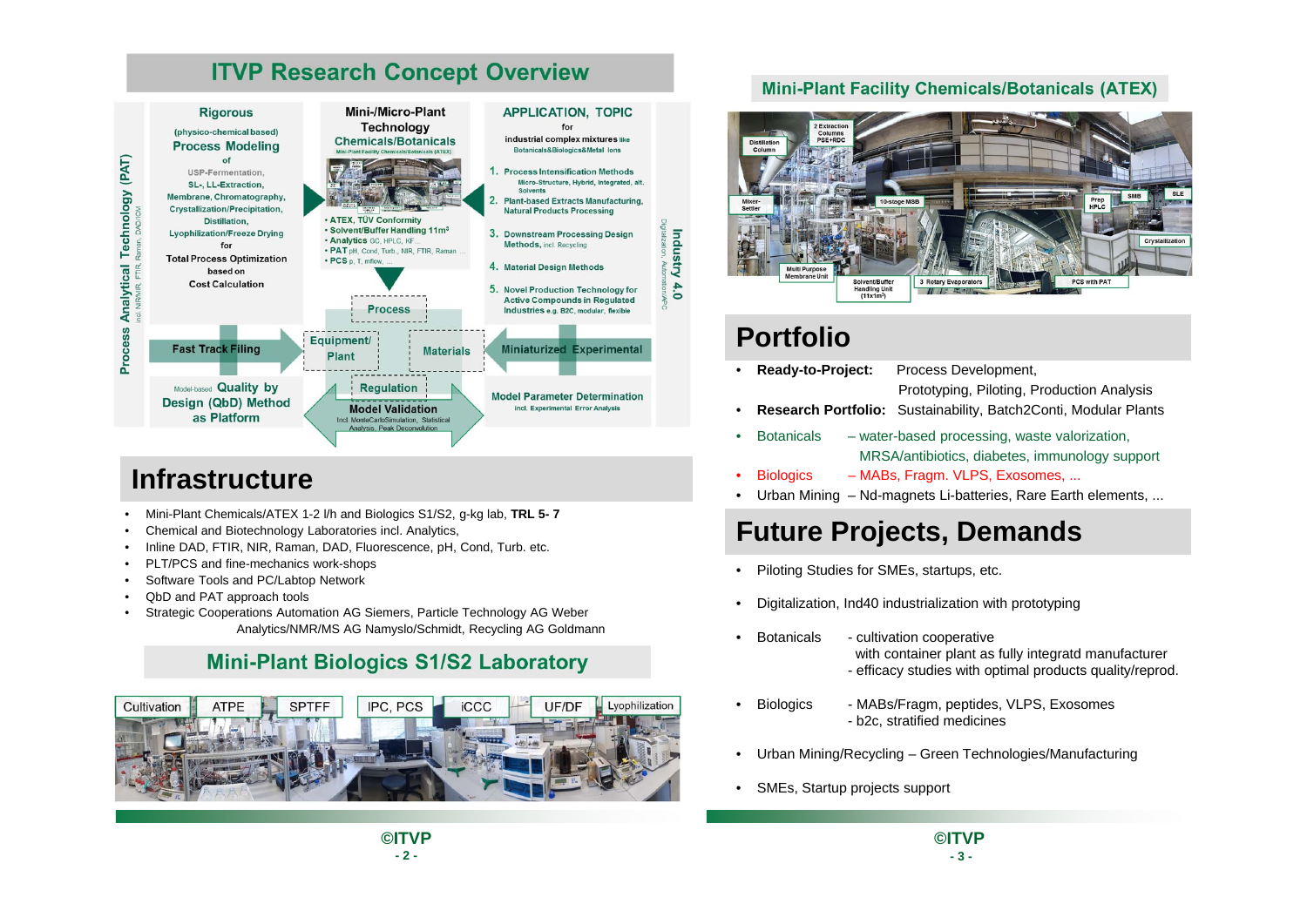## ITVP Research Concept Overview

**Rigorous** (physico-chemical based) **Process Modeling** of USP-Fermentation, SL-, LL-Extraction, Membrane, Chromatography, Crystallization/Precipitation, Distillation, Lyophilization/Freeze Drying for Total Process Optimization based on Cost Calculation

**Mini-/Micro-Plant Technology Chemicals/Botanicals**
Mini-Plant Facility Chemicals/Botanicals (ATEX)

- ATEX, TÜV Conformity
- Solvent/Buffer Handling 11m³
- Analytics GC, HPLC, KF, ...
- PAT pH, Cond, Turb., NIR, FTIR, Raman ...
- PCS p, T, mflow, ...

**APPLICATION, TOPIC** for industrial complex mixtures like Botanicals&Biologics&Metal Ions

1. Process Intensification Methods – Micro-Structure, Hybrid, Integrated, alt. Solvents
2. Plant-based Extracts Manufacturing, Natural Products Processing
3. Downstream Processing Design Methods, incl. Recycling
4. Material Design Methods
5. Novel Production Technology for Active Compounds in Regulated Industries e.g. B2C, modular, flexible

Process Analytical Technology (PAT) incl. NIR/MIR, FTIR, Raman, DAD/CM

Industry 4.0 – Digitalization, Automation/APC

Fast Track Filing — Process — Equipment/Plant — Materials — Regulation — Miniaturized Experimental

Model-based **Quality by Design (QbD) Method as Platform**

**Model Validation** Incl. MonteCarloSimulation, Statistical Analysis, Peak Deconvolution

**Model Parameter Determination** incl. Experimental Error Analysis

# Infrastructure

- Mini-Plant Chemicals/ATEX 1-2 l/h and Biologics S1/S2, g-kg lab, **TRL 5- 7**
- Chemical and Biotechnology Laboratories incl. Analytics,
- Inline DAD, FTIR, NIR, Raman, DAD, Fluorescence, pH, Cond, Turb. etc.
- PLT/PCS and fine-mechanics work-shops
- Software Tools and PC/Labtop Network
- QbD and PAT approach tools
- Strategic Cooperations Automation AG Siemers, Particle Technology AG Weber Analytics/NMR/MS AG Namyslo/Schmidt, Recycling AG Goldmann

## Mini-Plant Biologics S1/S2 Laboratory

Cultivation | ATPE | SPTFF | IPC, PCS | iCCC | UF/DF | Lyophilization

## Mini-Plant Facility Chemicals/Botanicals (ATEX)

Distillation Column; 2 Extraction Columns PSE+RDC; Mixer-Settler; 10-stage MSB; Prep HPLC; SMB; SLE; Crystallization; Multi Purpose Membrane Unit; Solvent/Buffer Handling Unit (11x1m³); 3 Rotary Evaporators; PCS with PAT

# Portfolio

- **Ready-to-Project:** Process Development, Prototyping, Piloting, Production Analysis
- **Research Portfolio:** Sustainability, Batch2Conti, Modular Plants
- Botanicals – water-based processing, waste valorization, MRSA/antibiotics, diabetes, immunology support
- Biologics – MABs, Fragm. VLPS, Exosomes, ...
- Urban Mining – Nd-magnets Li-batteries, Rare Earth elements, ...

# Future Projects, Demands

- Piloting Studies for SMEs, startups, etc.
- Digitalization, Ind40 industrialization with prototyping
- Botanicals - cultivation cooperative with container plant as fully integratd manufacturer - efficacy studies with optimal products quality/reprod.
- Biologics - MABs/Fragm, peptides, VLPS, Exosomes - b2c, stratified medicines
- Urban Mining/Recycling – Green Technologies/Manufacturing
- SMEs, Startup projects support

©ITVP

©ITVP